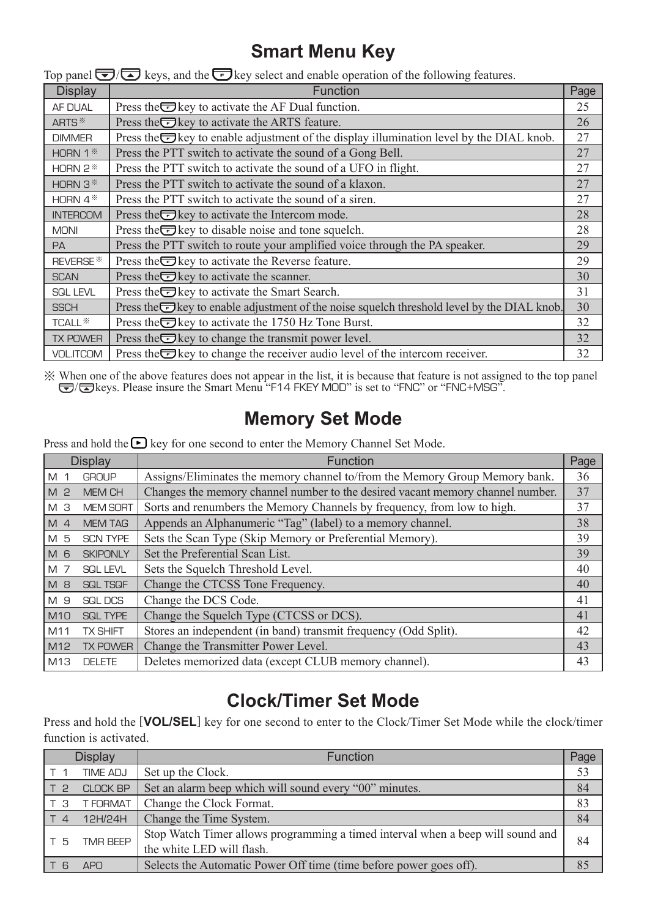# Smart Menu Key

Top panel [▼]/[▲] keys, and the [F] key select and enable operation of the following features.

| Display | Function | Page |
|---|---|---|
| AF DUAL | Press the [F] key to activate the AF Dual function. | 25 |
| ARTS※ | Press the [F] key to activate the ARTS feature. | 26 |
| DIMMER | Press the [F] key to enable adjustment of the display illumination level by the DIAL knob. | 27 |
| HORN 1※ | Press the PTT switch to activate the sound of a Gong Bell. | 27 |
| HORN 2※ | Press the PTT switch to activate the sound of a UFO in flight. | 27 |
| HORN 3※ | Press the PTT switch to activate the sound of a klaxon. | 27 |
| HORN 4※ | Press the PTT switch to activate the sound of a siren. | 27 |
| INTERCOM | Press the [F] key to activate the Intercom mode. | 28 |
| MONI | Press the [F] key to disable noise and tone squelch. | 28 |
| PA | Press the PTT switch to route your amplified voice through the PA speaker. | 29 |
| REVERSE※ | Press the [F] key to activate the Reverse feature. | 29 |
| SCAN | Press the [F] key to activate the scanner. | 30 |
| SQL LEVL | Press the [F] key to activate the Smart Search. | 31 |
| SSCH | Press the [F] key to enable adjustment of the noise squelch threshold level by the DIAL knob. | 30 |
| TCALL※ | Press the [F] key to activate the 1750 Hz Tone Burst. | 32 |
| TX POWER | Press the [F] key to change the transmit power level. | 32 |
| VOL.ITCOM | Press the [F] key to change the receiver audio level of the intercom receiver. | 32 |

※ When one of the above features does not appear in the list, it is because that feature is not assigned to the top panel [▼]/[▲] keys. Please insure the Smart Menu "F14 FKEY MOD" is set to "FNC" or "FNC+MSG".

# Memory Set Mode

Press and hold the [▶] key for one second to enter the Memory Channel Set Mode.

| Display | | Function | Page |
|---|---|---|---|
| M 1 | GROUP | Assigns/Eliminates the memory channel to/from the Memory Group Memory bank. | 36 |
| M 2 | MEM CH | Changes the memory channel number to the desired vacant memory channel number. | 37 |
| M 3 | MEM SORT | Sorts and renumbers the Memory Channels by frequency, from low to high. | 37 |
| M 4 | MEM TAG | Appends an Alphanumeric "Tag" (label) to a memory channel. | 38 |
| M 5 | SCN TYPE | Sets the Scan Type (Skip Memory or Preferential Memory). | 39 |
| M 6 | SKIPONLY | Set the Preferential Scan List. | 39 |
| M 7 | SQL LEVL | Sets the Squelch Threshold Level. | 40 |
| M 8 | SQL TSQF | Change the CTCSS Tone Frequency. | 40 |
| M 9 | SQL DCS | Change the DCS Code. | 41 |
| M10 | SQL TYPE | Change the Squelch Type (CTCSS or DCS). | 41 |
| M11 | TX SHIFT | Stores an independent (in band) transmit frequency (Odd Split). | 42 |
| M12 | TX POWER | Change the Transmitter Power Level. | 43 |
| M13 | DELETE | Deletes memorized data (except CLUB memory channel). | 43 |

# Clock/Timer Set Mode

Press and hold the [**VOL/SEL**] key for one second to enter to the Clock/Timer Set Mode while the clock/timer function is activated.

| Display | | Function | Page |
|---|---|---|---|
| T 1 | TIME ADJ | Set up the Clock. | 53 |
| T 2 | CLOCK BP | Set an alarm beep which will sound every "00" minutes. | 84 |
| T 3 | T FORMAT | Change the Clock Format. | 83 |
| T 4 | 12H/24H | Change the Time System. | 84 |
| T 5 | TMR BEEP | Stop Watch Timer allows programming a timed interval when a beep will sound and the white LED will flash. | 84 |
| T 6 | APO | Selects the Automatic Power Off time (time before power goes off). | 85 |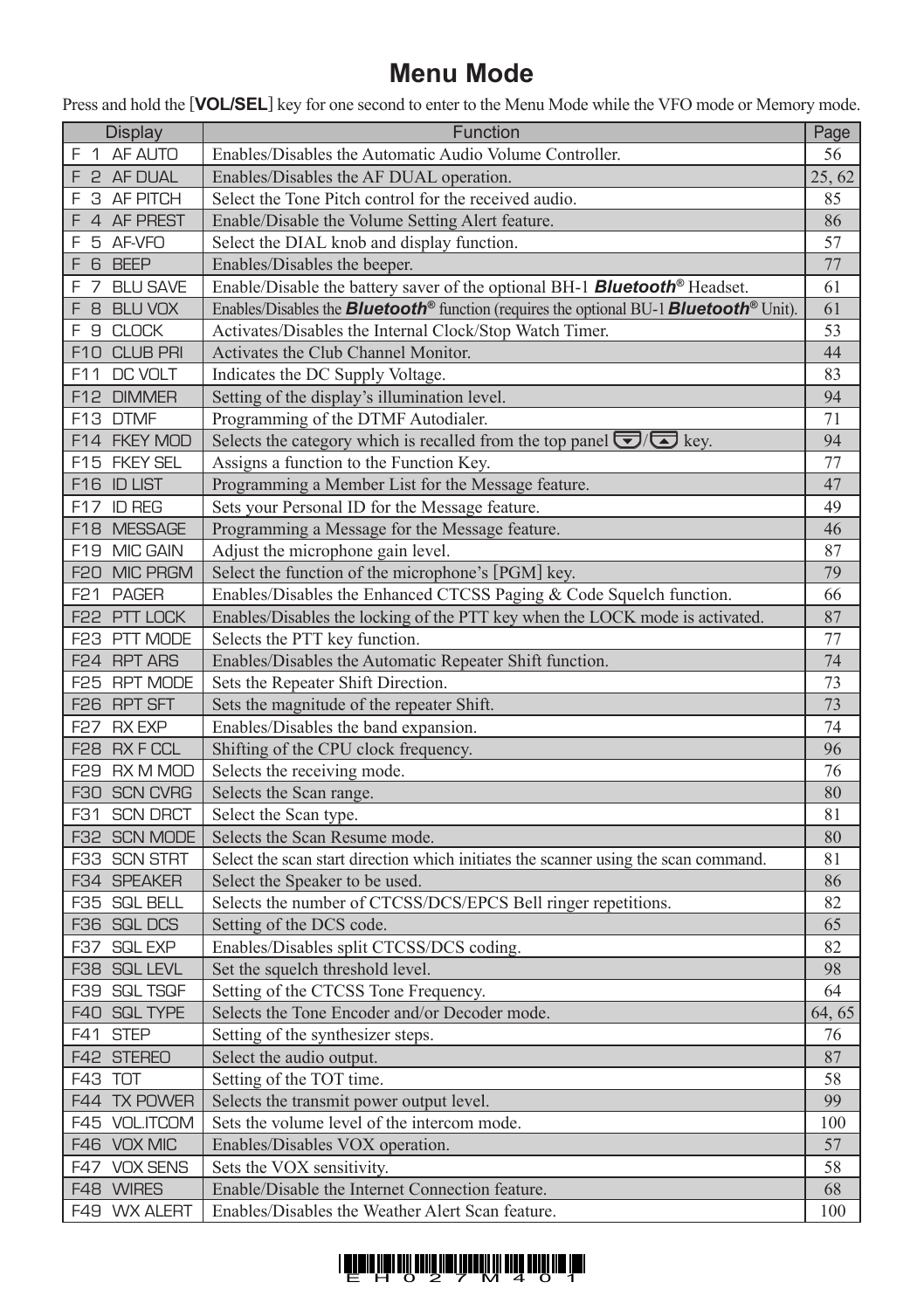# Menu Mode

Press and hold the [**VOL/SEL**] key for one second to enter to the Menu Mode while the VFO mode or Memory mode.

| Display | Function | Page |
|---|---|---|
| F 1 AF AUTO | Enables/Disables the Automatic Audio Volume Controller. | 56 |
| F 2 AF DUAL | Enables/Disables the AF DUAL operation. | 25, 62 |
| F 3 AF PITCH | Select the Tone Pitch control for the received audio. | 85 |
| F 4 AF PREST | Enable/Disable the Volume Setting Alert feature. | 86 |
| F 5 AF-VFO | Select the DIAL knob and display function. | 57 |
| F 6 BEEP | Enables/Disables the beeper. | 77 |
| F 7 BLU SAVE | Enable/Disable the battery saver of the optional BH-1 ***Bluetooth***® Headset. | 61 |
| F 8 BLU VOX | Enables/Disables the ***Bluetooth***® function (requires the optional BU-1 ***Bluetooth***® Unit). | 61 |
| F 9 CLOCK | Activates/Disables the Internal Clock/Stop Watch Timer. | 53 |
| F10 CLUB PRI | Activates the Club Channel Monitor. | 44 |
| F11 DC VOLT | Indicates the DC Supply Voltage. | 83 |
| F12 DIMMER | Setting of the display's illumination level. | 94 |
| F13 DTMF | Programming of the DTMF Autodialer. | 71 |
| F14 FKEY MOD | Selects the category which is recalled from the top panel ▼/▲ key. | 94 |
| F15 FKEY SEL | Assigns a function to the Function Key. | 77 |
| F16 ID LIST | Programming a Member List for the Message feature. | 47 |
| F17 ID REG | Sets your Personal ID for the Message feature. | 49 |
| F18 MESSAGE | Programming a Message for the Message feature. | 46 |
| F19 MIC GAIN | Adjust the microphone gain level. | 87 |
| F20 MIC PRGM | Select the function of the microphone's [PGM] key. | 79 |
| F21 PAGER | Enables/Disables the Enhanced CTCSS Paging & Code Squelch function. | 66 |
| F22 PTT LOCK | Enables/Disables the locking of the PTT key when the LOCK mode is activated. | 87 |
| F23 PTT MODE | Selects the PTT key function. | 77 |
| F24 RPT ARS | Enables/Disables the Automatic Repeater Shift function. | 74 |
| F25 RPT MODE | Sets the Repeater Shift Direction. | 73 |
| F26 RPT SFT | Sets the magnitude of the repeater Shift. | 73 |
| F27 RX EXP | Enables/Disables the band expansion. | 74 |
| F28 RX F CCL | Shifting of the CPU clock frequency. | 96 |
| F29 RX M MOD | Selects the receiving mode. | 76 |
| F30 SCN CVRG | Selects the Scan range. | 80 |
| F31 SCN DRCT | Select the Scan type. | 81 |
| F32 SCN MODE | Selects the Scan Resume mode. | 80 |
| F33 SCN STRT | Select the scan start direction which initiates the scanner using the scan command. | 81 |
| F34 SPEAKER | Select the Speaker to be used. | 86 |
| F35 SQL BELL | Selects the number of CTCSS/DCS/EPCS Bell ringer repetitions. | 82 |
| F36 SQL DCS | Setting of the DCS code. | 65 |
| F37 SQL EXP | Enables/Disables split CTCSS/DCS coding. | 82 |
| F38 SQL LEVL | Set the squelch threshold level. | 98 |
| F39 SQL TSQF | Setting of the CTCSS Tone Frequency. | 64 |
| F40 SQL TYPE | Selects the Tone Encoder and/or Decoder mode. | 64, 65 |
| F41 STEP | Setting of the synthesizer steps. | 76 |
| F42 STEREO | Select the audio output. | 87 |
| F43 TOT | Setting of the TOT time. | 58 |
| F44 TX POWER | Selects the transmit power output level. | 99 |
| F45 VOL.ITCOM | Sets the volume level of the intercom mode. | 100 |
| F46 VOX MIC | Enables/Disables VOX operation. | 57 |
| F47 VOX SENS | Sets the VOX sensitivity. | 58 |
| F48 WIRES | Enable/Disable the Internet Connection feature. | 68 |
| F49 WX ALERT | Enables/Disables the Weather Alert Scan feature. | 100 |

EH027M401